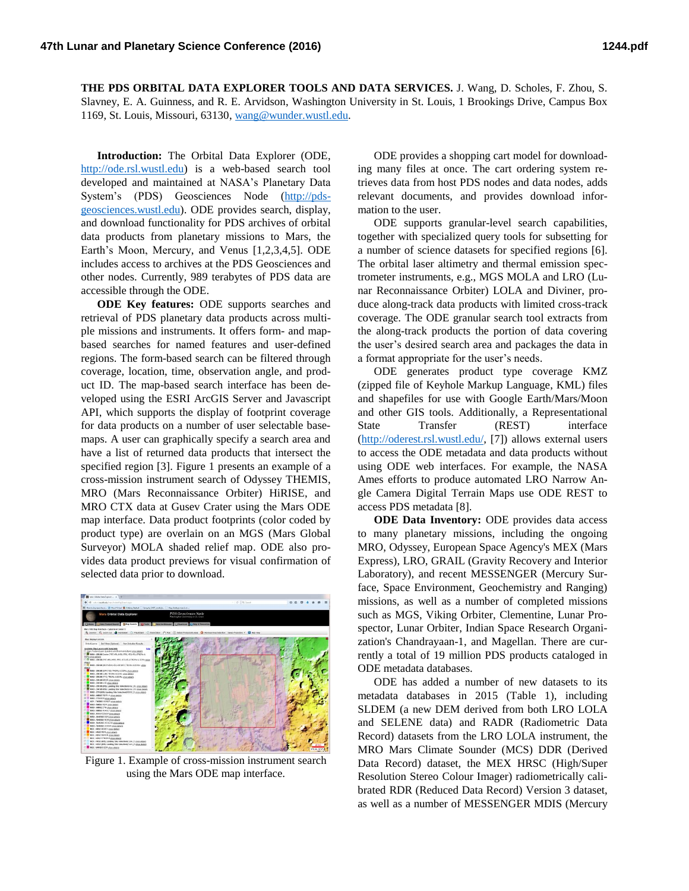**THE PDS ORBITAL DATA EXPLORER TOOLS AND DATA SERVICES.** J. Wang, D. Scholes, F. Zhou, S. Slavney, E. A. Guinness, and R. E. Arvidson, Washington University in St. Louis, 1 Brookings Drive, Campus Box 1169, St. Louis, Missouri, 63130, wang@wunder.wustl.edu.

**Introduction:** The Orbital Data Explorer (ODE, http://ode.rsl.wustl.edu) is a web-based search tool developed and maintained at NASA's Planetary Data System's (PDS) Geosciences Node (http://pds-geosciences.wustl.edu). ODE provides search, display, and download functionality for PDS archives of orbital data products from planetary missions to Mars, the Earth's Moon, Mercury, and Venus [1,2,3,4,5]. ODE includes access to archives at the PDS Geosciences and other nodes. Currently, 989 terabytes of PDS data are accessible through the ODE.

**ODE Key features:** ODE supports searches and retrieval of PDS planetary data products across multiple missions and instruments. It offers form- and map-based searches for named features and user-defined regions. The form-based search can be filtered through coverage, location, time, observation angle, and product ID. The map-based search interface has been developed using the ESRI ArcGIS Server and Javascript API, which supports the display of footprint coverage for data products on a number of user selectable basemaps. A user can graphically specify a search area and have a list of returned data products that intersect the specified region [3]. Figure 1 presents an example of a cross-mission instrument search of Odyssey THEMIS, MRO (Mars Reconnaissance Orbiter) HiRISE, and MRO CTX data at Gusev Crater using the Mars ODE map interface. Data product footprints (color coded by product type) are overlain on an MGS (Mars Global Surveyor) MOLA shaded relief map. ODE also provides data product previews for visual confirmation of selected data prior to download.

Figure 1. Example of cross-mission instrument search using the Mars ODE map interface.

ODE provides a shopping cart model for downloading many files at once. The cart ordering system retrieves data from host PDS nodes and data nodes, adds relevant documents, and provides download information to the user.

ODE supports granular-level search capabilities, together with specialized query tools for subsetting for a number of science datasets for specified regions [6]. The orbital laser altimetry and thermal emission spectrometer instruments, e.g., MGS MOLA and LRO (Lunar Reconnaissance Orbiter) LOLA and Diviner, produce along-track data products with limited cross-track coverage. The ODE granular search tool extracts from the along-track products the portion of data covering the user's desired search area and packages the data in a format appropriate for the user's needs.

ODE generates product type coverage KMZ (zipped file of Keyhole Markup Language, KML) files and shapefiles for use with Google Earth/Mars/Moon and other GIS tools. Additionally, a Representational State Transfer (REST) interface (http://oderest.rsl.wustl.edu/, [7]) allows external users to access the ODE metadata and data products without using ODE web interfaces. For example, the NASA Ames efforts to produce automated LRO Narrow Angle Camera Digital Terrain Maps use ODE REST to access PDS metadata [8].

**ODE Data Inventory:** ODE provides data access to many planetary missions, including the ongoing MRO, Odyssey, European Space Agency's MEX (Mars Express), LRO, GRAIL (Gravity Recovery and Interior Laboratory), and recent MESSENGER (Mercury Surface, Space Environment, Geochemistry and Ranging) missions, as well as a number of completed missions such as MGS, Viking Orbiter, Clementine, Lunar Prospector, Lunar Orbiter, Indian Space Research Organization's Chandrayaan-1, and Magellan. There are currently a total of 19 million PDS products cataloged in ODE metadata databases.

ODE has added a number of new datasets to its metadata databases in 2015 (Table 1), including SLDEM (a new DEM derived from both LRO LOLA and SELENE data) and RADR (Radiometric Data Record) datasets from the LRO LOLA instrument, the MRO Mars Climate Sounder (MCS) DDR (Derived Data Record) dataset, the MEX HRSC (High/Super Resolution Stereo Colour Imager) radiometrically calibrated RDR (Reduced Data Record) Version 3 dataset, as well as a number of MESSENGER MDIS (Mercury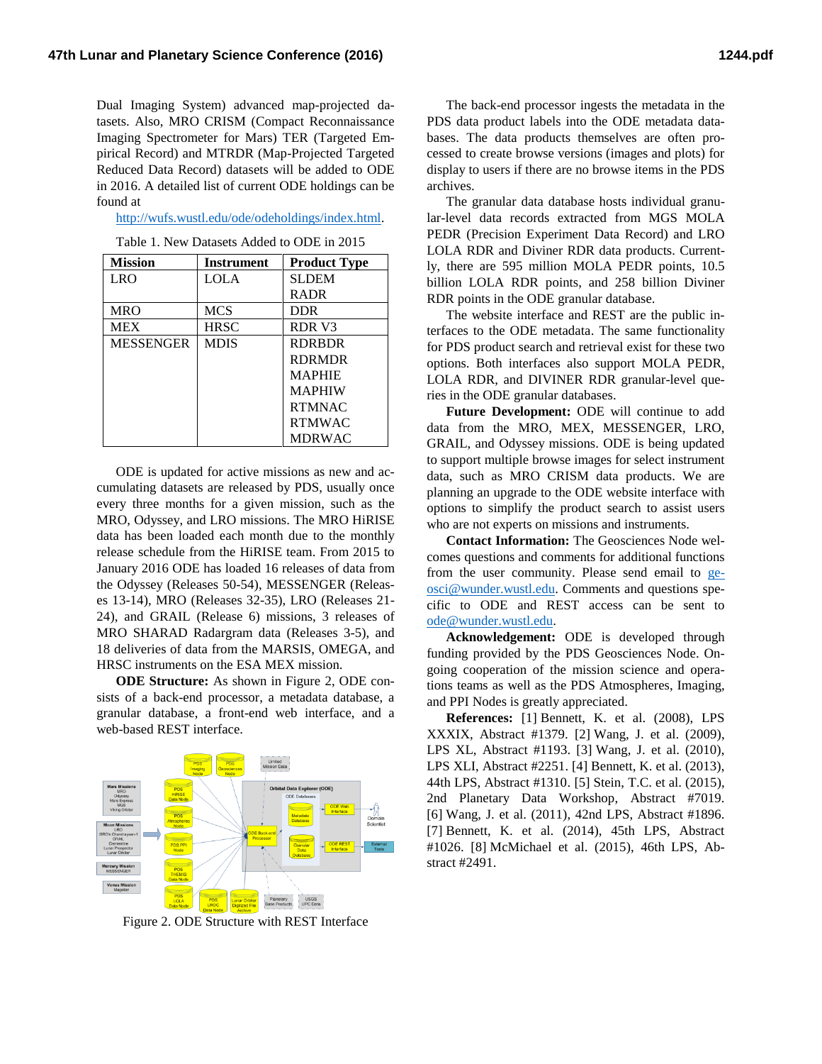Dual Imaging System) advanced map-projected datasets. Also, MRO CRISM (Compact Reconnaissance Imaging Spectrometer for Mars) TER (Targeted Empirical Record) and MTRDR (Map-Projected Targeted Reduced Data Record) datasets will be added to ODE in 2016. A detailed list of current ODE holdings can be found at

http://wufs.wustl.edu/ode/odeholdings/index.html.

Table 1. New Datasets Added to ODE in 2015

| Mission | Instrument | Product Type |
|---|---|---|
| LRO | LOLA | SLDEM<br>RADR |
| MRO | MCS | DDR |
| MEX | HRSC | RDR V3 |
| MESSENGER | MDIS | RDRBDR<br>RDRMDR<br>MAPHIE<br>MAPHIW<br>RTMNAC<br>RTMWAC<br>MDRWAC |

ODE is updated for active missions as new and accumulating datasets are released by PDS, usually once every three months for a given mission, such as the MRO, Odyssey, and LRO missions. The MRO HiRISE data has been loaded each month due to the monthly release schedule from the HiRISE team. From 2015 to January 2016 ODE has loaded 16 releases of data from the Odyssey (Releases 50-54), MESSENGER (Releases 13-14), MRO (Releases 32-35), LRO (Releases 21-24), and GRAIL (Release 6) missions, 3 releases of MRO SHARAD Radargram data (Releases 3-5), and 18 deliveries of data from the MARSIS, OMEGA, and HRSC instruments on the ESA MEX mission.

**ODE Structure:** As shown in Figure 2, ODE consists of a back-end processor, a metadata database, a granular database, a front-end web interface, and a web-based REST interface.

Figure 2. ODE Structure with REST Interface

The back-end processor ingests the metadata in the PDS data product labels into the ODE metadata databases. The data products themselves are often processed to create browse versions (images and plots) for display to users if there are no browse items in the PDS archives.

The granular data database hosts individual granular-level data records extracted from MGS MOLA PEDR (Precision Experiment Data Record) and LRO LOLA RDR and Diviner RDR data products. Currently, there are 595 million MOLA PEDR points, 10.5 billion LOLA RDR points, and 258 billion Diviner RDR points in the ODE granular database.

The website interface and REST are the public interfaces to the ODE metadata. The same functionality for PDS product search and retrieval exist for these two options. Both interfaces also support MOLA PEDR, LOLA RDR, and DIVINER RDR granular-level queries in the ODE granular databases.

**Future Development:** ODE will continue to add data from the MRO, MEX, MESSENGER, LRO, GRAIL, and Odyssey missions. ODE is being updated to support multiple browse images for select instrument data, such as MRO CRISM data products. We are planning an upgrade to the ODE website interface with options to simplify the product search to assist users who are not experts on missions and instruments.

**Contact Information:** The Geosciences Node welcomes questions and comments for additional functions from the user community. Please send email to geosci@wunder.wustl.edu. Comments and questions specific to ODE and REST access can be sent to ode@wunder.wustl.edu.

**Acknowledgement:** ODE is developed through funding provided by the PDS Geosciences Node. Ongoing cooperation of the mission science and operations teams as well as the PDS Atmospheres, Imaging, and PPI Nodes is greatly appreciated.

**References:** [1] Bennett, K. et al. (2008), LPS XXXIX, Abstract #1379. [2] Wang, J. et al. (2009), LPS XL, Abstract #1193. [3] Wang, J. et al. (2010), LPS XLI, Abstract #2251. [4] Bennett, K. et al. (2013), 44th LPS, Abstract #1310. [5] Stein, T.C. et al. (2015), 2nd Planetary Data Workshop, Abstract #7019. [6] Wang, J. et al. (2011), 42nd LPS, Abstract #1896. [7] Bennett, K. et al. (2014), 45th LPS, Abstract #1026. [8] McMichael et al. (2015), 46th LPS, Abstract #2491.